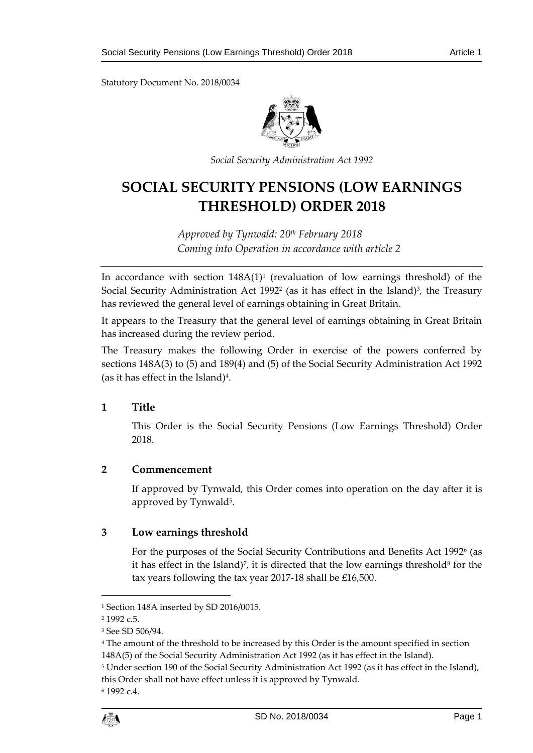Statutory Document No. 2018/0034

*Social Security Administration Act 1992*

# SOCIAL SECURITY PENSIONS (LOW EARNINGS THRESHOLD) ORDER 2018

*Approved by Tynwald: 20th February 2018*
*Coming into Operation in accordance with article 2*

In accordance with section 148A(1)[1] (revaluation of low earnings threshold) of the Social Security Administration Act 1992[2] (as it has effect in the Island)[3], the Treasury has reviewed the general level of earnings obtaining in Great Britain.

It appears to the Treasury that the general level of earnings obtaining in Great Britain has increased during the review period.

The Treasury makes the following Order in exercise of the powers conferred by sections 148A(3) to (5) and 189(4) and (5) of the Social Security Administration Act 1992 (as it has effect in the Island)[4].

## 1 Title

This Order is the Social Security Pensions (Low Earnings Threshold) Order 2018.

## 2 Commencement

If approved by Tynwald, this Order comes into operation on the day after it is approved by Tynwald[5].

## 3 Low earnings threshold

For the purposes of the Social Security Contributions and Benefits Act 1992[6] (as it has effect in the Island)[7], it is directed that the low earnings threshold[8] for the tax years following the tax year 2017-18 shall be £16,500.

---

[1] Section 148A inserted by SD 2016/0015.

[2] 1992 c.5.

[3] See SD 506/94.

[4] The amount of the threshold to be increased by this Order is the amount specified in section 148A(5) of the Social Security Administration Act 1992 (as it has effect in the Island).

[5] Under section 190 of the Social Security Administration Act 1992 (as it has effect in the Island), this Order shall not have effect unless it is approved by Tynwald.

[6] 1992 c.4.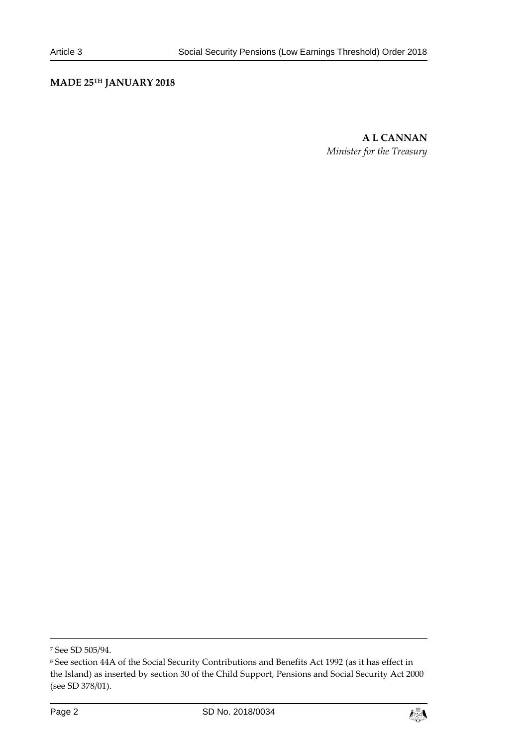**MADE 25TH JANUARY 2018**

**A L CANNAN**

*Minister for the Treasury*

---

[7] See SD 505/94.

[8] See section 44A of the Social Security Contributions and Benefits Act 1992 (as it has effect in the Island) as inserted by section 30 of the Child Support, Pensions and Social Security Act 2000 (see SD 378/01).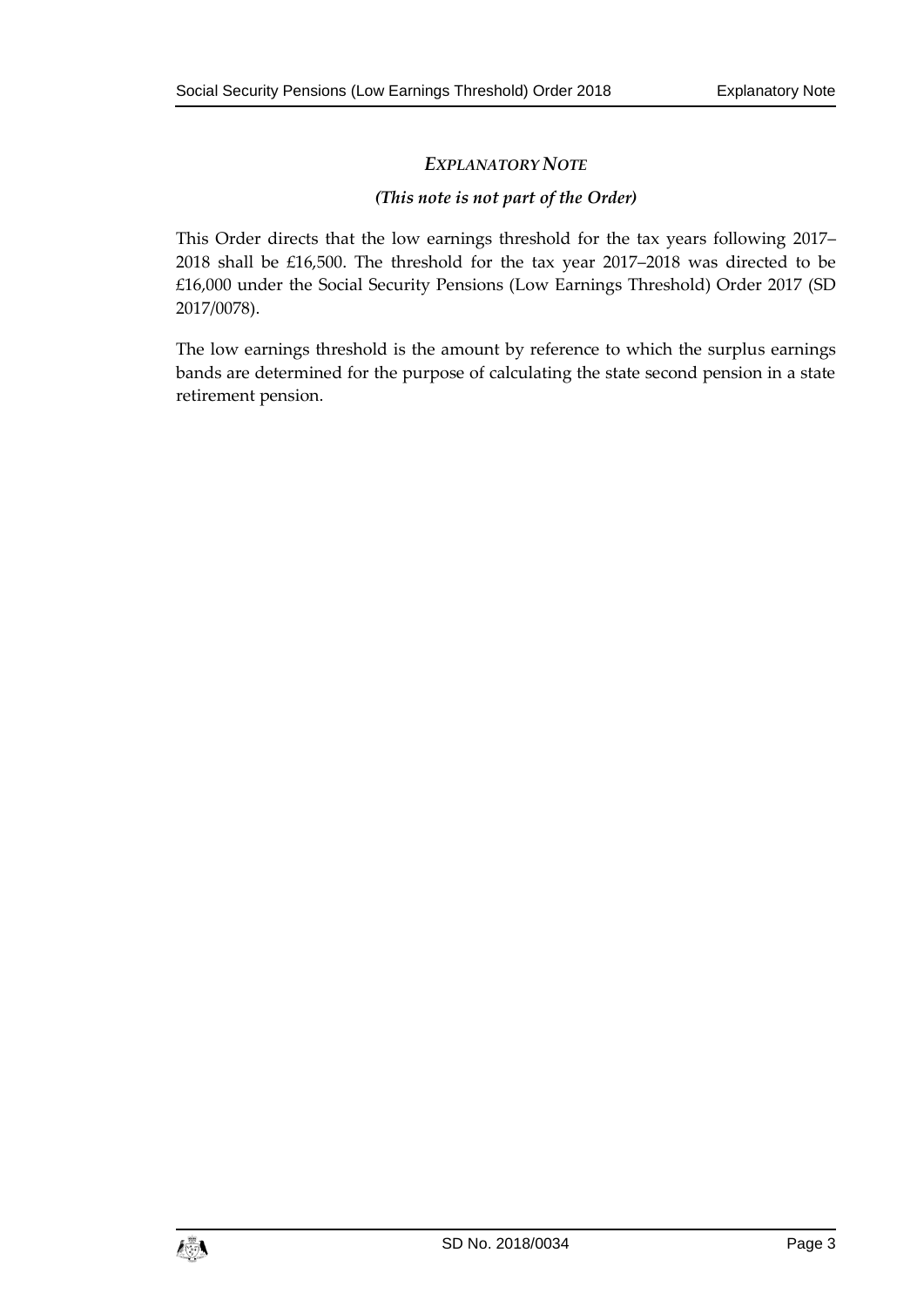## *EXPLANATORY NOTE*

*(This note is not part of the Order)*

This Order directs that the low earnings threshold for the tax years following 2017–2018 shall be £16,500. The threshold for the tax year 2017–2018 was directed to be £16,000 under the Social Security Pensions (Low Earnings Threshold) Order 2017 (SD 2017/0078).

The low earnings threshold is the amount by reference to which the surplus earnings bands are determined for the purpose of calculating the state second pension in a state retirement pension.